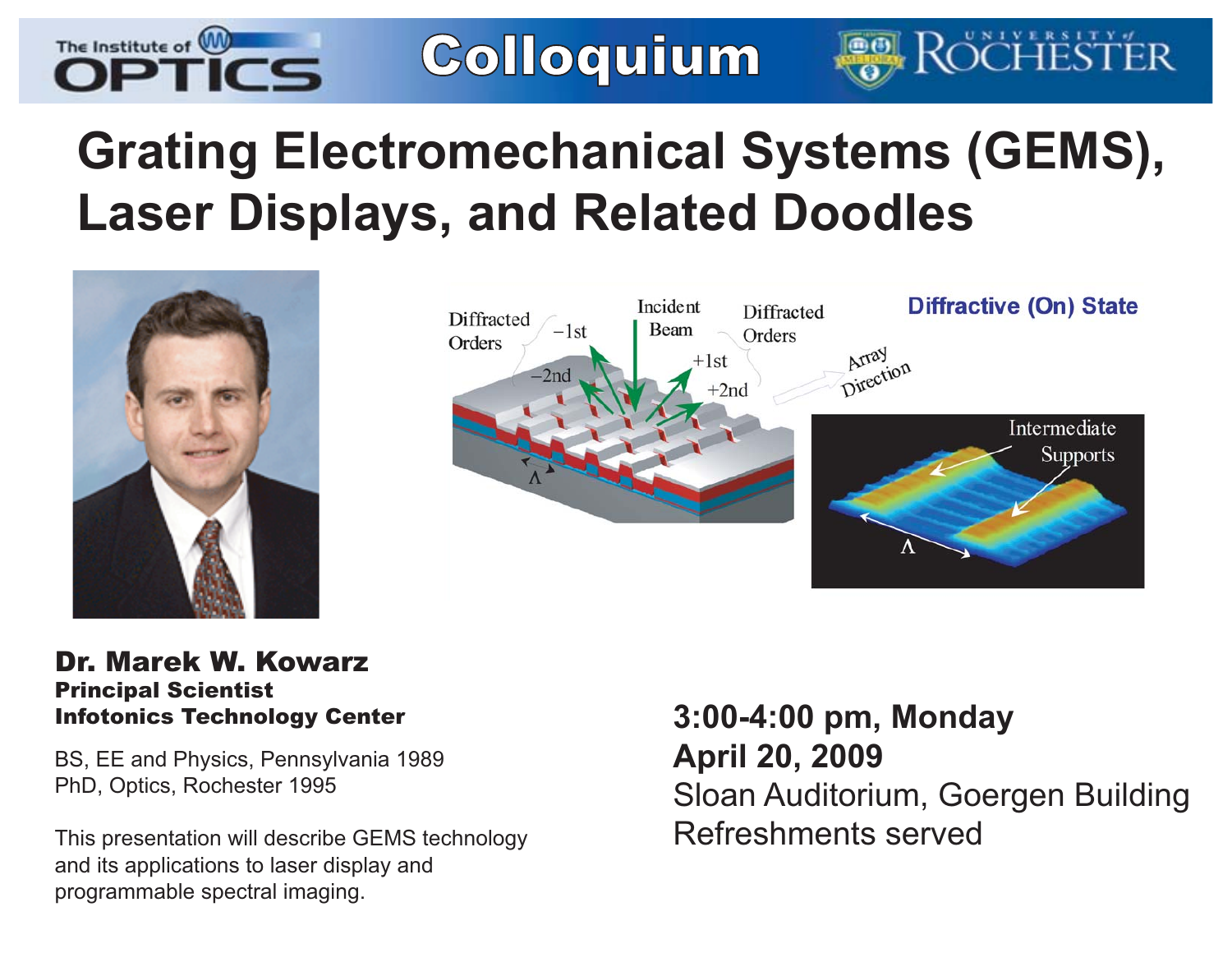The Institute of OPTICS

# Colloquium

UNIVERSITY of ROCHESTER

# Grating Electromechanical Systems (GEMS), Laser Displays, and Related Doodles

**Dr. Marek W. Kowarz**
**Principal Scientist**
**Infotonics Technology Center**

BS, EE and Physics, Pennsylvania 1989
PhD, Optics, Rochester 1995

This presentation will describe GEMS technology and its applications to laser display and programmable spectral imaging.

**3:00-4:00 pm, Monday**
**April 20, 2009**
Sloan Auditorium, Goergen Building
Refreshments served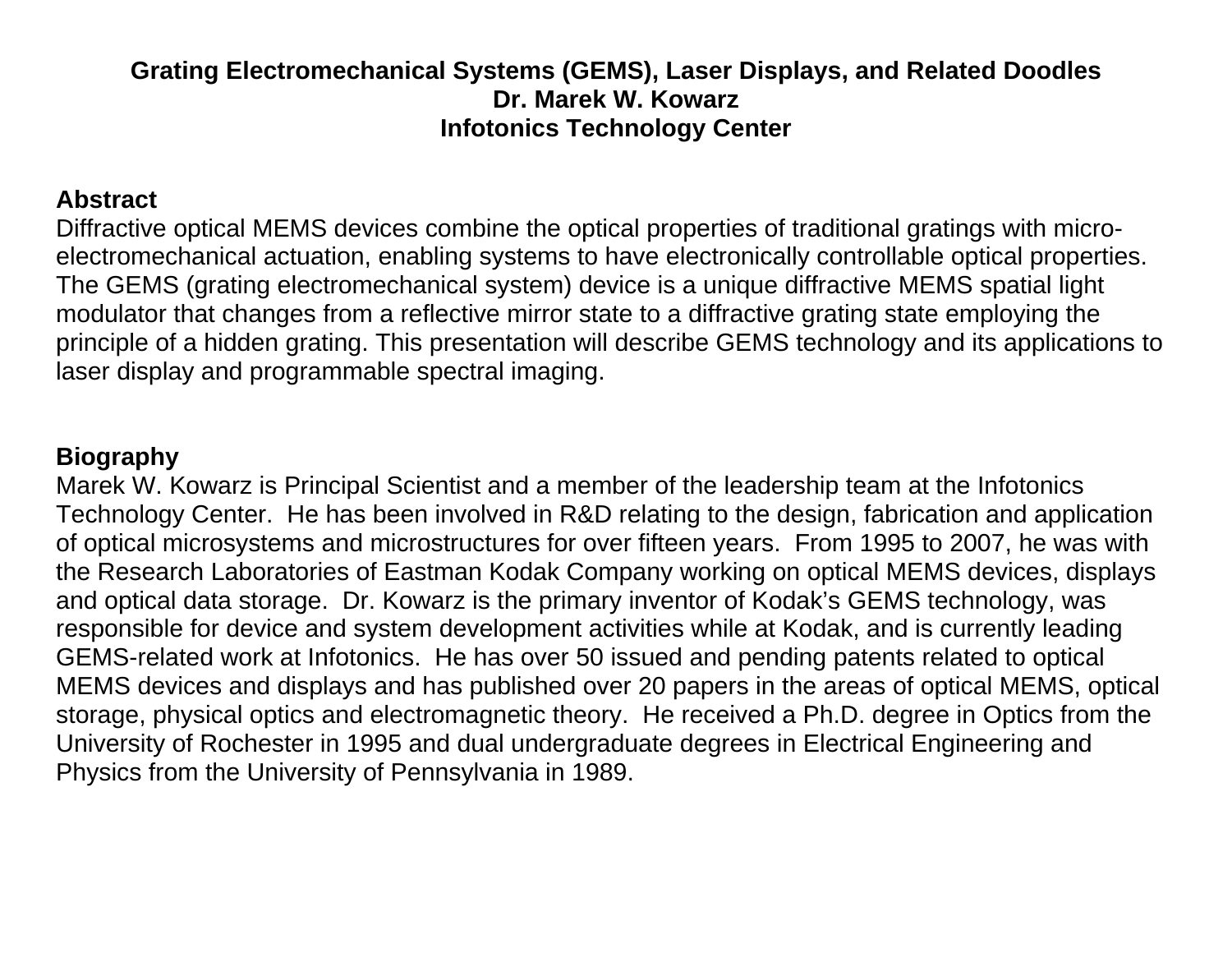**Grating Electromechanical Systems (GEMS), Laser Displays, and Related Doodles**
**Dr. Marek W. Kowarz**
**Infotonics Technology Center**

## Abstract

Diffractive optical MEMS devices combine the optical properties of traditional gratings with micro-electromechanical actuation, enabling systems to have electronically controllable optical properties. The GEMS (grating electromechanical system) device is a unique diffractive MEMS spatial light modulator that changes from a reflective mirror state to a diffractive grating state employing the principle of a hidden grating. This presentation will describe GEMS technology and its applications to laser display and programmable spectral imaging.

## Biography

Marek W. Kowarz is Principal Scientist and a member of the leadership team at the Infotonics Technology Center. He has been involved in R&D relating to the design, fabrication and application of optical microsystems and microstructures for over fifteen years. From 1995 to 2007, he was with the Research Laboratories of Eastman Kodak Company working on optical MEMS devices, displays and optical data storage. Dr. Kowarz is the primary inventor of Kodak's GEMS technology, was responsible for device and system development activities while at Kodak, and is currently leading GEMS-related work at Infotonics. He has over 50 issued and pending patents related to optical MEMS devices and displays and has published over 20 papers in the areas of optical MEMS, optical storage, physical optics and electromagnetic theory. He received a Ph.D. degree in Optics from the University of Rochester in 1995 and dual undergraduate degrees in Electrical Engineering and Physics from the University of Pennsylvania in 1989.